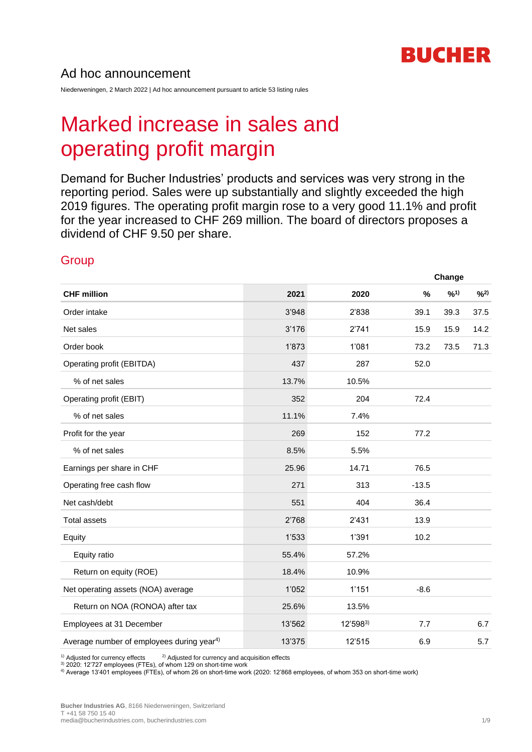BUCHER

## Ad hoc announcement

Niederweningen, 2 March 2022 | Ad hoc announcement pursuant to article 53 listing rules

# Marked increase in sales and operating profit margin

Demand for Bucher Industries' products and services was very strong in the reporting period. Sales were up substantially and slightly exceeded the high 2019 figures. The operating profit margin rose to a very good 11.1% and profit for the year increased to CHF 269 million. The board of directors proposes a dividend of CHF 9.50 per share.

## Group

| | | | Change | | |
|---|---|---|---|---|---|
| **CHF million** | **2021** | **2020** | **%** | **%[1]** | **%[2]** |
| Order intake | 3'948 | 2'838 | 39.1 | 39.3 | 37.5 |
| Net sales | 3'176 | 2'741 | 15.9 | 15.9 | 14.2 |
| Order book | 1'873 | 1'081 | 73.2 | 73.5 | 71.3 |
| Operating profit (EBITDA) | 437 | 287 | 52.0 | | |
| % of net sales | 13.7% | 10.5% | | | |
| Operating profit (EBIT) | 352 | 204 | 72.4 | | |
| % of net sales | 11.1% | 7.4% | | | |
| Profit for the year | 269 | 152 | 77.2 | | |
| % of net sales | 8.5% | 5.5% | | | |
| Earnings per share in CHF | 25.96 | 14.71 | 76.5 | | |
| Operating free cash flow | 271 | 313 | -13.5 | | |
| Net cash/debt | 551 | 404 | 36.4 | | |
| Total assets | 2'768 | 2'431 | 13.9 | | |
| Equity | 1'533 | 1'391 | 10.2 | | |
| Equity ratio | 55.4% | 57.2% | | | |
| Return on equity (ROE) | 18.4% | 10.9% | | | |
| Net operating assets (NOA) average | 1'052 | 1'151 | -8.6 | | |
| Return on NOA (RONOA) after tax | 25.6% | 13.5% | | | |
| Employees at 31 December | 13'562 | 12'598[3] | 7.7 | | 6.7 |
| Average number of employees during year[4] | 13'375 | 12'515 | 6.9 | | 5.7 |

[1] Adjusted for currency effects [2] Adjusted for currency and acquisition effects
[3] 2020: 12'727 employees (FTEs), of whom 129 on short-time work
[4] Average 13'401 employees (FTEs), of whom 26 on short-time work (2020: 12'868 employees, of whom 353 on short-time work)

**Bucher Industries AG**, 8166 Niederweningen, Switzerland
T +41 58 750 15 40
media@bucherindustries.com, bucherindustries.com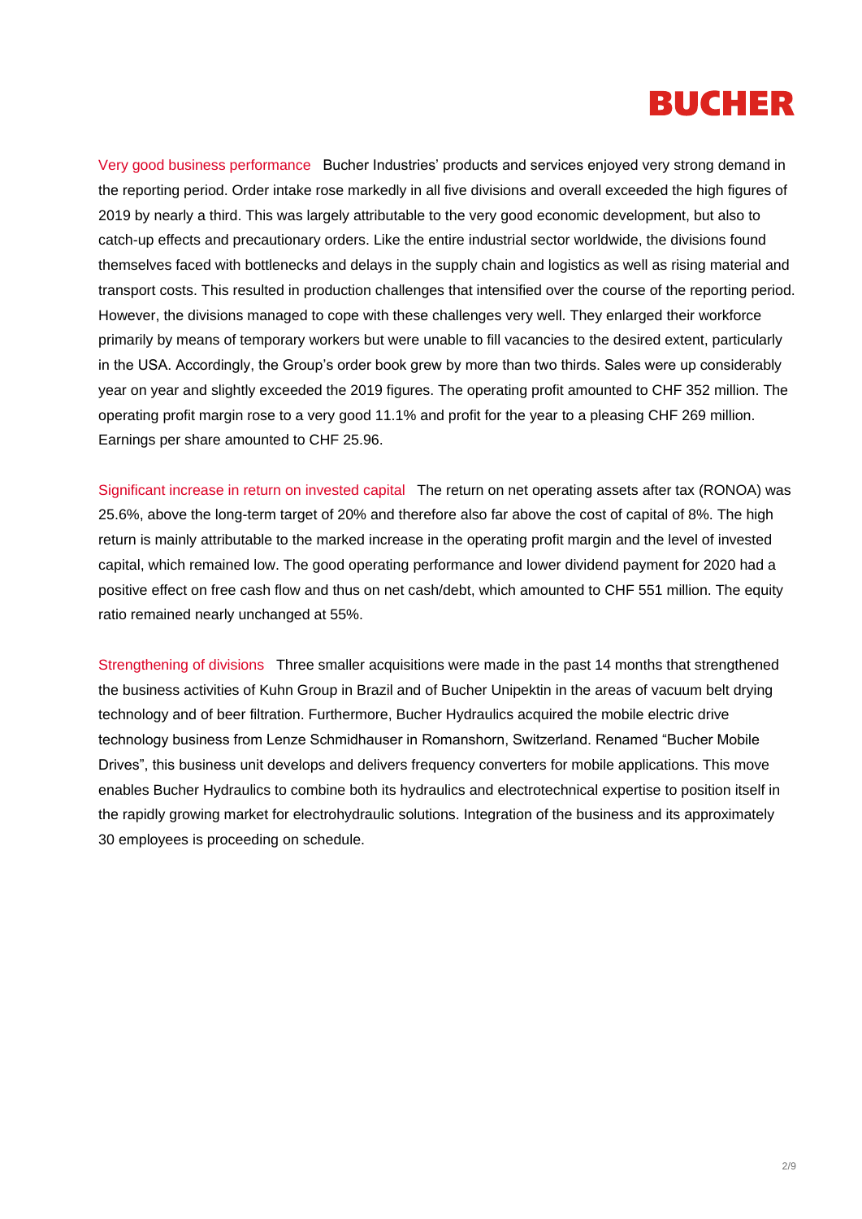Very good business performance Bucher Industries' products and services enjoyed very strong demand in the reporting period. Order intake rose markedly in all five divisions and overall exceeded the high figures of 2019 by nearly a third. This was largely attributable to the very good economic development, but also to catch-up effects and precautionary orders. Like the entire industrial sector worldwide, the divisions found themselves faced with bottlenecks and delays in the supply chain and logistics as well as rising material and transport costs. This resulted in production challenges that intensified over the course of the reporting period. However, the divisions managed to cope with these challenges very well. They enlarged their workforce primarily by means of temporary workers but were unable to fill vacancies to the desired extent, particularly in the USA. Accordingly, the Group's order book grew by more than two thirds. Sales were up considerably year on year and slightly exceeded the 2019 figures. The operating profit amounted to CHF 352 million. The operating profit margin rose to a very good 11.1% and profit for the year to a pleasing CHF 269 million. Earnings per share amounted to CHF 25.96.

Significant increase in return on invested capital The return on net operating assets after tax (RONOA) was 25.6%, above the long-term target of 20% and therefore also far above the cost of capital of 8%. The high return is mainly attributable to the marked increase in the operating profit margin and the level of invested capital, which remained low. The good operating performance and lower dividend payment for 2020 had a positive effect on free cash flow and thus on net cash/debt, which amounted to CHF 551 million. The equity ratio remained nearly unchanged at 55%.

Strengthening of divisions Three smaller acquisitions were made in the past 14 months that strengthened the business activities of Kuhn Group in Brazil and of Bucher Unipektin in the areas of vacuum belt drying technology and of beer filtration. Furthermore, Bucher Hydraulics acquired the mobile electric drive technology business from Lenze Schmidhauser in Romanshorn, Switzerland. Renamed "Bucher Mobile Drives", this business unit develops and delivers frequency converters for mobile applications. This move enables Bucher Hydraulics to combine both its hydraulics and electrotechnical expertise to position itself in the rapidly growing market for electrohydraulic solutions. Integration of the business and its approximately 30 employees is proceeding on schedule.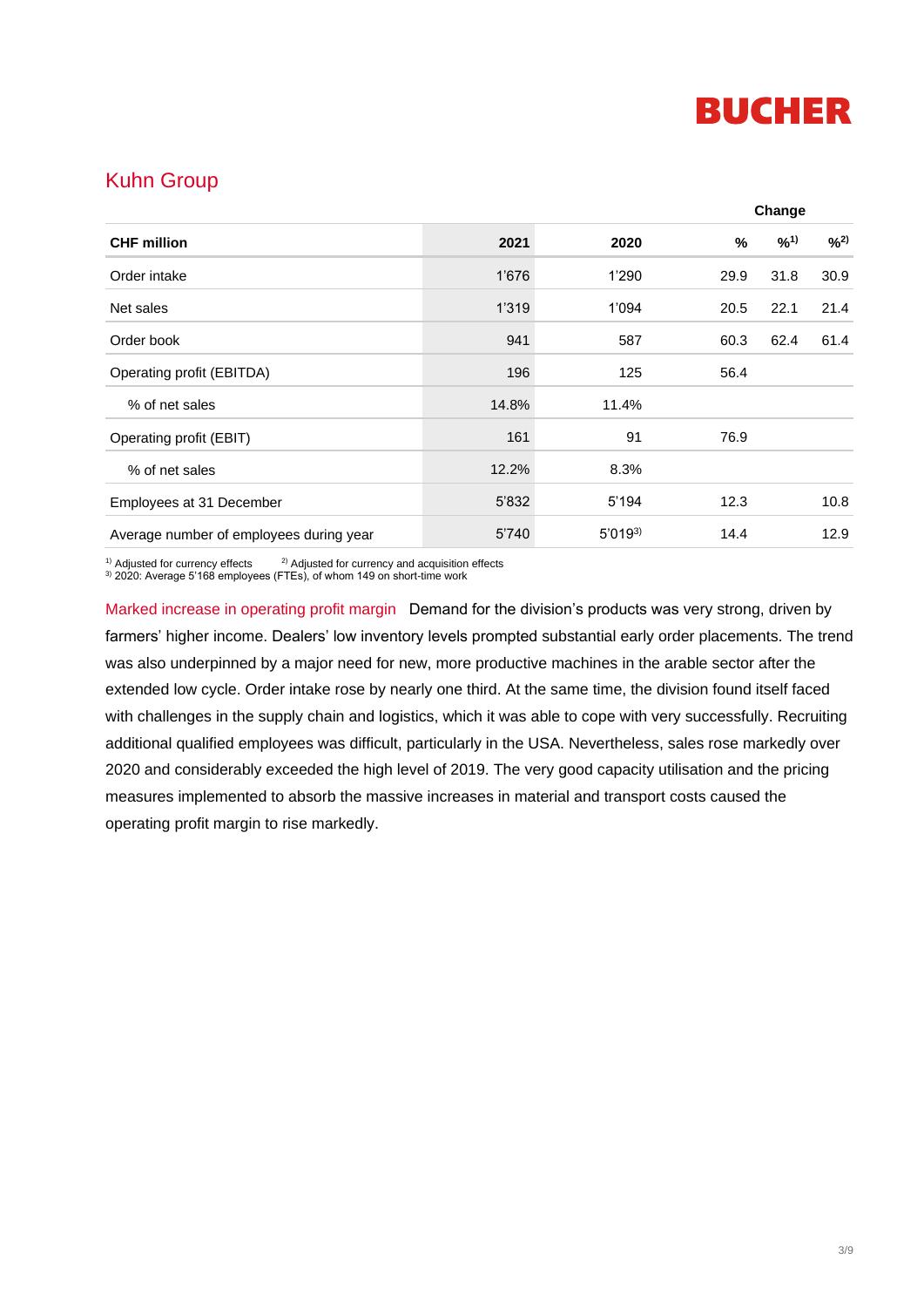## Kuhn Group

| CHF million | 2021 | 2020 | Change % | Change %[1] | Change %[2] |
|---|---|---|---|---|---|
| Order intake | 1'676 | 1'290 | 29.9 | 31.8 | 30.9 |
| Net sales | 1'319 | 1'094 | 20.5 | 22.1 | 21.4 |
| Order book | 941 | 587 | 60.3 | 62.4 | 61.4 |
| Operating profit (EBITDA) | 196 | 125 | 56.4 | | |
| % of net sales | 14.8% | 11.4% | | | |
| Operating profit (EBIT) | 161 | 91 | 76.9 | | |
| % of net sales | 12.2% | 8.3% | | | |
| Employees at 31 December | 5'832 | 5'194 | 12.3 | | 10.8 |
| Average number of employees during year | 5'740 | 5'019[3] | 14.4 | | 12.9 |

[1] Adjusted for currency effects [2] Adjusted for currency and acquisition effects
[3] 2020: Average 5'168 employees (FTEs), of whom 149 on short-time work

Marked increase in operating profit margin Demand for the division's products was very strong, driven by farmers' higher income. Dealers' low inventory levels prompted substantial early order placements. The trend was also underpinned by a major need for new, more productive machines in the arable sector after the extended low cycle. Order intake rose by nearly one third. At the same time, the division found itself faced with challenges in the supply chain and logistics, which it was able to cope with very successfully. Recruiting additional qualified employees was difficult, particularly in the USA. Nevertheless, sales rose markedly over 2020 and considerably exceeded the high level of 2019. The very good capacity utilisation and the pricing measures implemented to absorb the massive increases in material and transport costs caused the operating profit margin to rise markedly.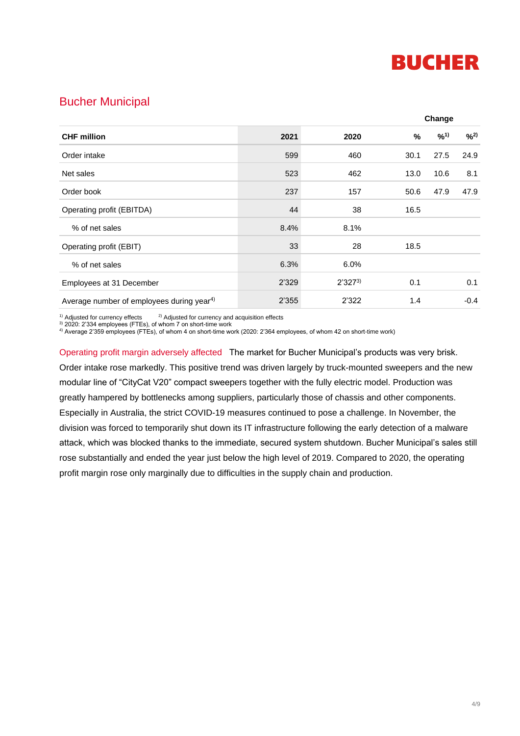## Bucher Municipal

| CHF million | 2021 | 2020 | Change % | Change %[1] | Change %[2] |
|---|---|---|---|---|---|
| Order intake | 599 | 460 | 30.1 | 27.5 | 24.9 |
| Net sales | 523 | 462 | 13.0 | 10.6 | 8.1 |
| Order book | 237 | 157 | 50.6 | 47.9 | 47.9 |
| Operating profit (EBITDA) | 44 | 38 | 16.5 | | |
| % of net sales | 8.4% | 8.1% | | | |
| Operating profit (EBIT) | 33 | 28 | 18.5 | | |
| % of net sales | 6.3% | 6.0% | | | |
| Employees at 31 December | 2'329 | 2'327[3] | 0.1 | | 0.1 |
| Average number of employees during year[4] | 2'355 | 2'322 | 1.4 | | -0.4 |

[1] Adjusted for currency effects [2] Adjusted for currency and acquisition effects
[3] 2020: 2'334 employees (FTEs), of whom 7 on short-time work
[4] Average 2'359 employees (FTEs), of whom 4 on short-time work (2020: 2'364 employees, of whom 42 on short-time work)

**Operating profit margin adversely affected** The market for Bucher Municipal's products was very brisk. Order intake rose markedly. This positive trend was driven largely by truck-mounted sweepers and the new modular line of "CityCat V20" compact sweepers together with the fully electric model. Production was greatly hampered by bottlenecks among suppliers, particularly those of chassis and other components. Especially in Australia, the strict COVID-19 measures continued to pose a challenge. In November, the division was forced to temporarily shut down its IT infrastructure following the early detection of a malware attack, which was blocked thanks to the immediate, secured system shutdown. Bucher Municipal's sales still rose substantially and ended the year just below the high level of 2019. Compared to 2020, the operating profit margin rose only marginally due to difficulties in the supply chain and production.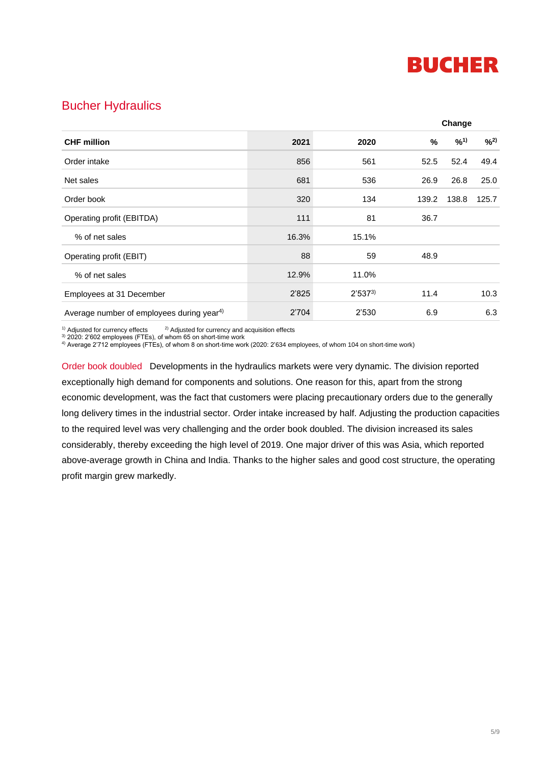## Bucher Hydraulics

| CHF million | 2021 | 2020 | Change % | Change %[1] | Change %[2] |
|---|---|---|---|---|---|
| Order intake | 856 | 561 | 52.5 | 52.4 | 49.4 |
| Net sales | 681 | 536 | 26.9 | 26.8 | 25.0 |
| Order book | 320 | 134 | 139.2 | 138.8 | 125.7 |
| Operating profit (EBITDA) | 111 | 81 | 36.7 | | |
| % of net sales | 16.3% | 15.1% | | | |
| Operating profit (EBIT) | 88 | 59 | 48.9 | | |
| % of net sales | 12.9% | 11.0% | | | |
| Employees at 31 December | 2'825 | 2'537[3] | 11.4 | | 10.3 |
| Average number of employees during year[4] | 2'704 | 2'530 | 6.9 | | 6.3 |

[1] Adjusted for currency effects [2] Adjusted for currency and acquisition effects
[3] 2020: 2'602 employees (FTEs), of whom 65 on short-time work
[4] Average 2'712 employees (FTEs), of whom 8 on short-time work (2020: 2'634 employees, of whom 104 on short-time work)

**Order book doubled** Developments in the hydraulics markets were very dynamic. The division reported exceptionally high demand for components and solutions. One reason for this, apart from the strong economic development, was the fact that customers were placing precautionary orders due to the generally long delivery times in the industrial sector. Order intake increased by half. Adjusting the production capacities to the required level was very challenging and the order book doubled. The division increased its sales considerably, thereby exceeding the high level of 2019. One major driver of this was Asia, which reported above-average growth in China and India. Thanks to the higher sales and good cost structure, the operating profit margin grew markedly.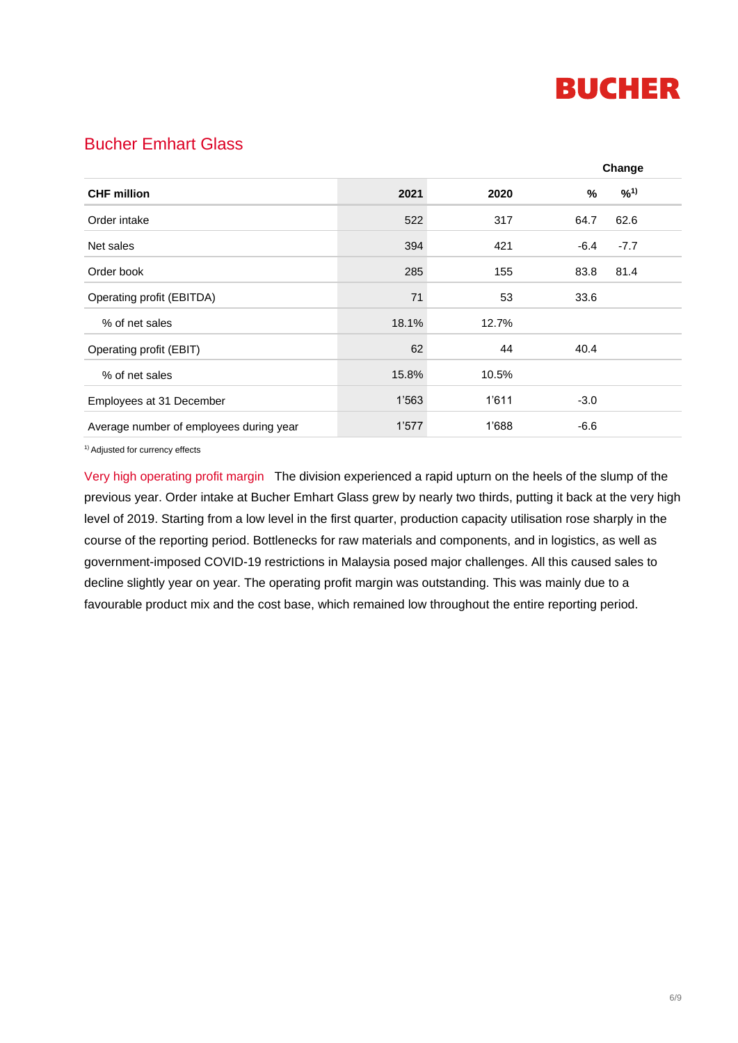## Bucher Emhart Glass

| CHF million | 2021 | 2020 | Change % | Change %[1)] |
|---|---|---|---|---|
| Order intake | 522 | 317 | 64.7 | 62.6 |
| Net sales | 394 | 421 | -6.4 | -7.7 |
| Order book | 285 | 155 | 83.8 | 81.4 |
| Operating profit (EBITDA) | 71 | 53 | 33.6 | |
| % of net sales | 18.1% | 12.7% | | |
| Operating profit (EBIT) | 62 | 44 | 40.4 | |
| % of net sales | 15.8% | 10.5% | | |
| Employees at 31 December | 1’563 | 1’611 | -3.0 | |
| Average number of employees during year | 1’577 | 1’688 | -6.6 | |

[1)] Adjusted for currency effects

**Very high operating profit margin** The division experienced a rapid upturn on the heels of the slump of the previous year. Order intake at Bucher Emhart Glass grew by nearly two thirds, putting it back at the very high level of 2019. Starting from a low level in the first quarter, production capacity utilisation rose sharply in the course of the reporting period. Bottlenecks for raw materials and components, and in logistics, as well as government-imposed COVID-19 restrictions in Malaysia posed major challenges. All this caused sales to decline slightly year on year. The operating profit margin was outstanding. This was mainly due to a favourable product mix and the cost base, which remained low throughout the entire reporting period.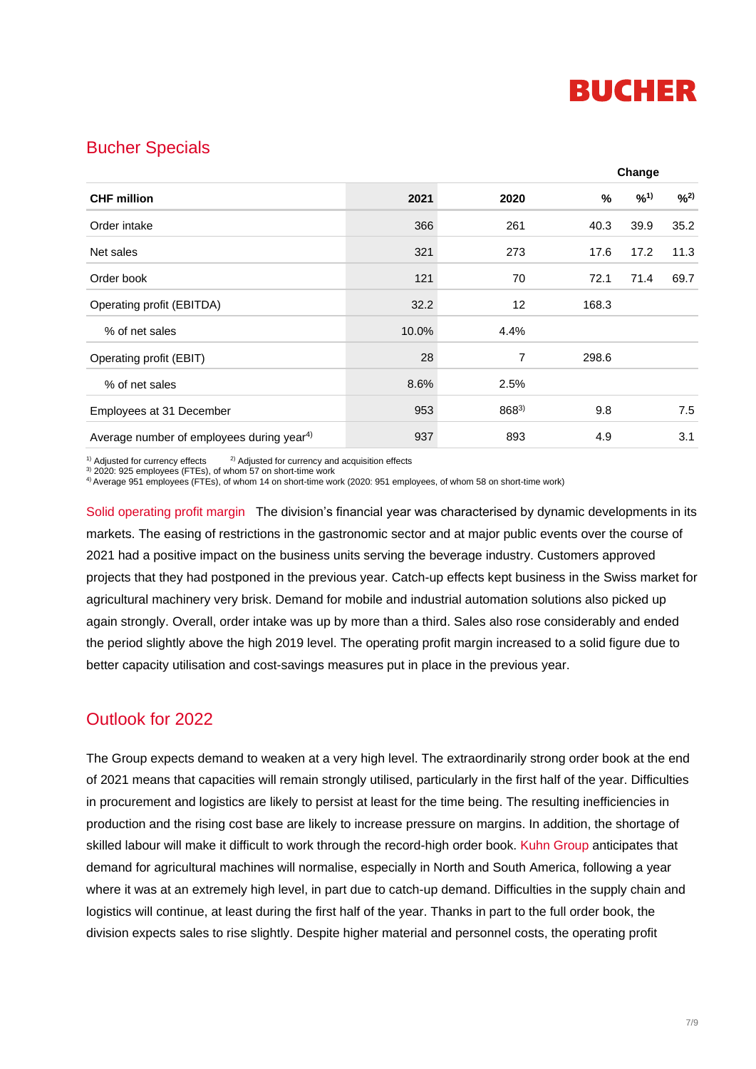## Bucher Specials

| CHF million | 2021 | 2020 | Change % | %[1] | %[2] |
|---|---|---|---|---|---|
| Order intake | 366 | 261 | 40.3 | 39.9 | 35.2 |
| Net sales | 321 | 273 | 17.6 | 17.2 | 11.3 |
| Order book | 121 | 70 | 72.1 | 71.4 | 69.7 |
| Operating profit (EBITDA) | 32.2 | 12 | 168.3 | | |
| % of net sales | 10.0% | 4.4% | | | |
| Operating profit (EBIT) | 28 | 7 | 298.6 | | |
| % of net sales | 8.6% | 2.5% | | | |
| Employees at 31 December | 953 | 868[3] | 9.8 | | 7.5 |
| Average number of employees during year[4] | 937 | 893 | 4.9 | | 3.1 |

[1] Adjusted for currency effects [2] Adjusted for currency and acquisition effects
[3] 2020: 925 employees (FTEs), of whom 57 on short-time work
[4] Average 951 employees (FTEs), of whom 14 on short-time work (2020: 951 employees, of whom 58 on short-time work)

**Solid operating profit margin** The division's financial year was characterised by dynamic developments in its markets. The easing of restrictions in the gastronomic sector and at major public events over the course of 2021 had a positive impact on the business units serving the beverage industry. Customers approved projects that they had postponed in the previous year. Catch-up effects kept business in the Swiss market for agricultural machinery very brisk. Demand for mobile and industrial automation solutions also picked up again strongly. Overall, order intake was up by more than a third. Sales also rose considerably and ended the period slightly above the high 2019 level. The operating profit margin increased to a solid figure due to better capacity utilisation and cost-savings measures put in place in the previous year.

## Outlook for 2022

The Group expects demand to weaken at a very high level. The extraordinarily strong order book at the end of 2021 means that capacities will remain strongly utilised, particularly in the first half of the year. Difficulties in procurement and logistics are likely to persist at least for the time being. The resulting inefficiencies in production and the rising cost base are likely to increase pressure on margins. In addition, the shortage of skilled labour will make it difficult to work through the record-high order book. Kuhn Group anticipates that demand for agricultural machines will normalise, especially in North and South America, following a year where it was at an extremely high level, in part due to catch-up demand. Difficulties in the supply chain and logistics will continue, at least during the first half of the year. Thanks in part to the full order book, the division expects sales to rise slightly. Despite higher material and personnel costs, the operating profit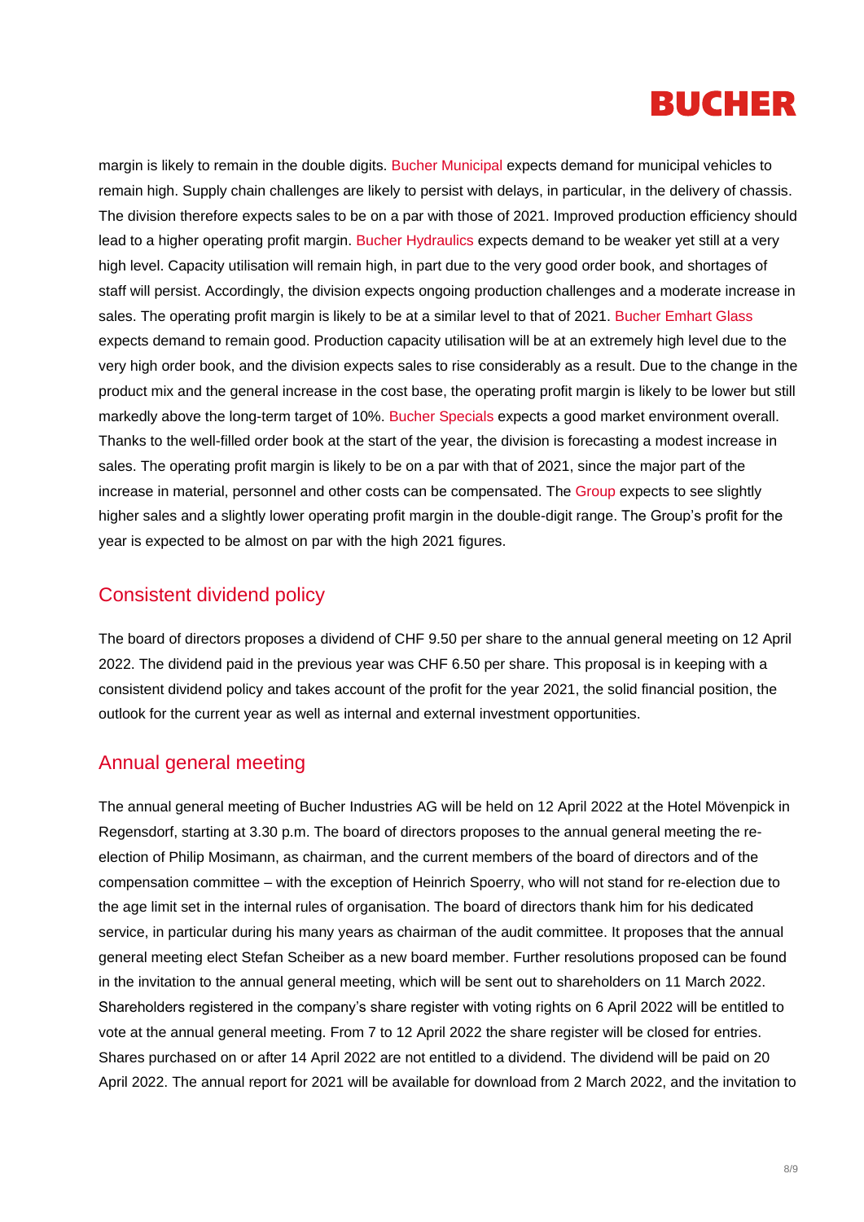margin is likely to remain in the double digits. Bucher Municipal expects demand for municipal vehicles to remain high. Supply chain challenges are likely to persist with delays, in particular, in the delivery of chassis. The division therefore expects sales to be on a par with those of 2021. Improved production efficiency should lead to a higher operating profit margin. Bucher Hydraulics expects demand to be weaker yet still at a very high level. Capacity utilisation will remain high, in part due to the very good order book, and shortages of staff will persist. Accordingly, the division expects ongoing production challenges and a moderate increase in sales. The operating profit margin is likely to be at a similar level to that of 2021. Bucher Emhart Glass expects demand to remain good. Production capacity utilisation will be at an extremely high level due to the very high order book, and the division expects sales to rise considerably as a result. Due to the change in the product mix and the general increase in the cost base, the operating profit margin is likely to be lower but still markedly above the long-term target of 10%. Bucher Specials expects a good market environment overall. Thanks to the well-filled order book at the start of the year, the division is forecasting a modest increase in sales. The operating profit margin is likely to be on a par with that of 2021, since the major part of the increase in material, personnel and other costs can be compensated. The Group expects to see slightly higher sales and a slightly lower operating profit margin in the double-digit range. The Group's profit for the year is expected to be almost on par with the high 2021 figures.

## Consistent dividend policy

The board of directors proposes a dividend of CHF 9.50 per share to the annual general meeting on 12 April 2022. The dividend paid in the previous year was CHF 6.50 per share. This proposal is in keeping with a consistent dividend policy and takes account of the profit for the year 2021, the solid financial position, the outlook for the current year as well as internal and external investment opportunities.

## Annual general meeting

The annual general meeting of Bucher Industries AG will be held on 12 April 2022 at the Hotel Mövenpick in Regensdorf, starting at 3.30 p.m. The board of directors proposes to the annual general meeting the re-election of Philip Mosimann, as chairman, and the current members of the board of directors and of the compensation committee – with the exception of Heinrich Spoerry, who will not stand for re-election due to the age limit set in the internal rules of organisation. The board of directors thank him for his dedicated service, in particular during his many years as chairman of the audit committee. It proposes that the annual general meeting elect Stefan Scheiber as a new board member. Further resolutions proposed can be found in the invitation to the annual general meeting, which will be sent out to shareholders on 11 March 2022. Shareholders registered in the company's share register with voting rights on 6 April 2022 will be entitled to vote at the annual general meeting. From 7 to 12 April 2022 the share register will be closed for entries. Shares purchased on or after 14 April 2022 are not entitled to a dividend. The dividend will be paid on 20 April 2022. The annual report for 2021 will be available for download from 2 March 2022, and the invitation to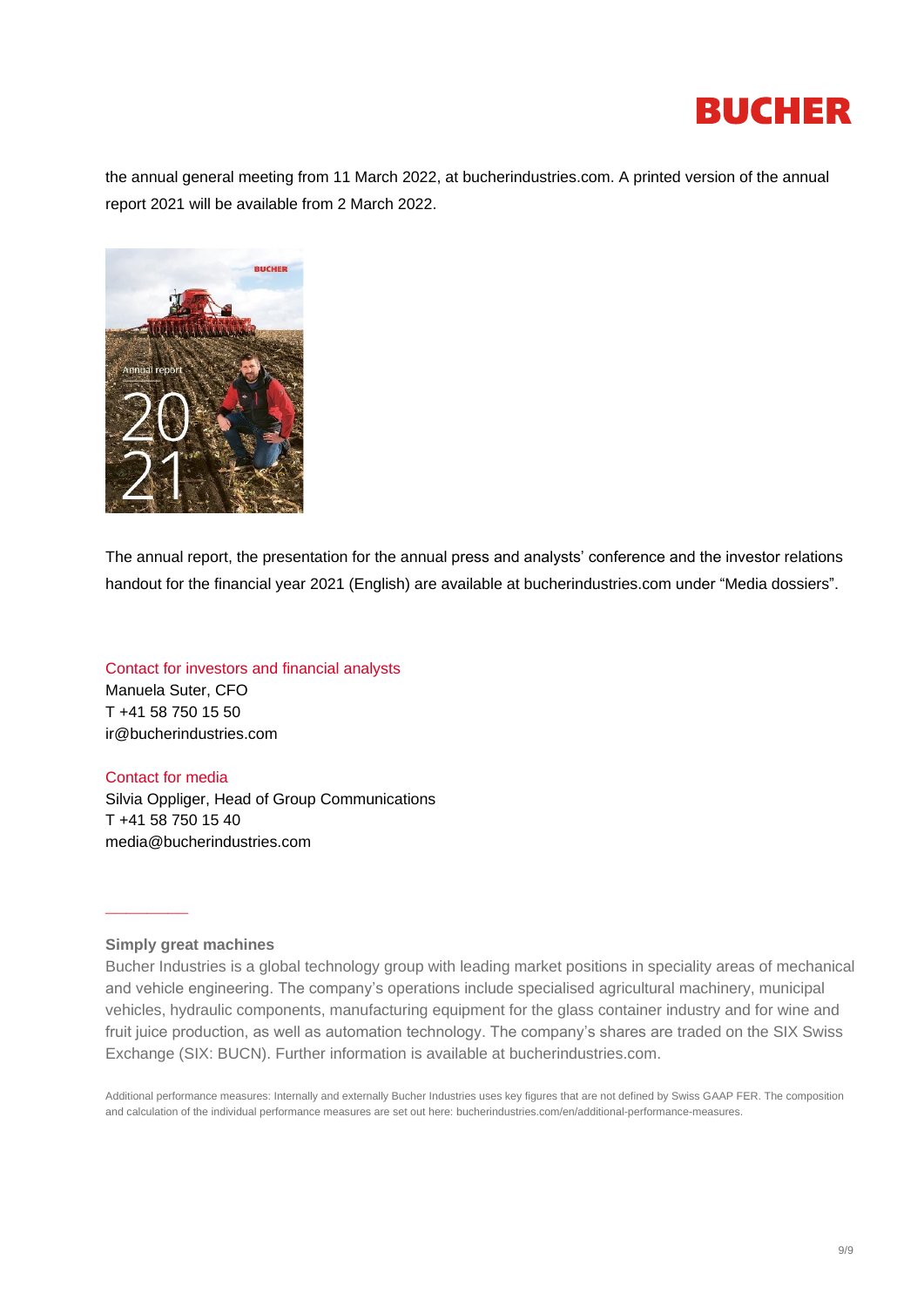the annual general meeting from 11 March 2022, at bucherindustries.com. A printed version of the annual report 2021 will be available from 2 March 2022.

The annual report, the presentation for the annual press and analysts' conference and the investor relations handout for the financial year 2021 (English) are available at bucherindustries.com under "Media dossiers".

Contact for investors and financial analysts
Manuela Suter, CFO
T +41 58 750 15 50
ir@bucherindustries.com

Contact for media
Silvia Oppliger, Head of Group Communications
T +41 58 750 15 40
media@bucherindustries.com

**Simply great machines**
Bucher Industries is a global technology group with leading market positions in speciality areas of mechanical and vehicle engineering. The company's operations include specialised agricultural machinery, municipal vehicles, hydraulic components, manufacturing equipment for the glass container industry and for wine and fruit juice production, as well as automation technology. The company's shares are traded on the SIX Swiss Exchange (SIX: BUCN). Further information is available at bucherindustries.com.

Additional performance measures: Internally and externally Bucher Industries uses key figures that are not defined by Swiss GAAP FER. The composition and calculation of the individual performance measures are set out here: bucherindustries.com/en/additional-performance-measures.